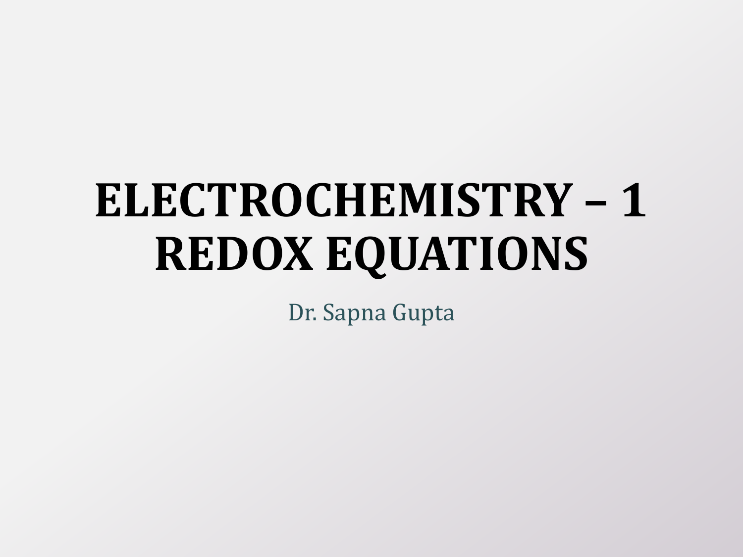# ELECTROCHEMISTRY – 1
# REDOX EQUATIONS

Dr. Sapna Gupta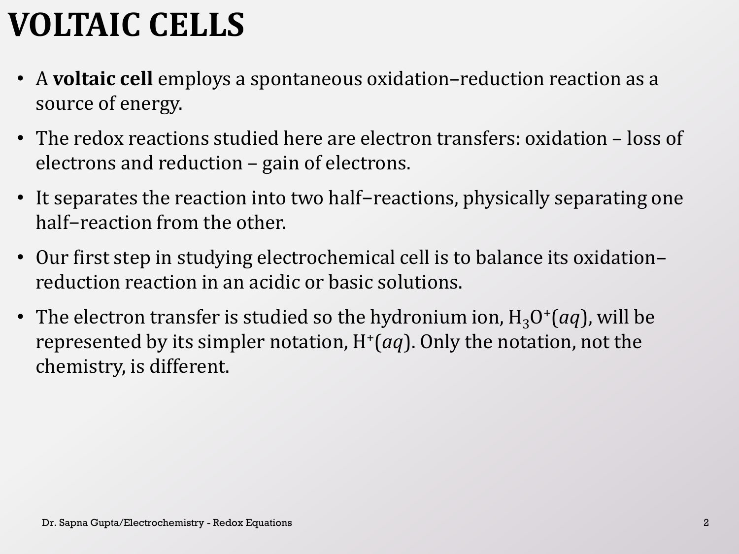# VOLTAIC CELLS

- A **voltaic cell** employs a spontaneous oxidation–reduction reaction as a source of energy.
- The redox reactions studied here are electron transfers: oxidation – loss of electrons and reduction – gain of electrons.
- It separates the reaction into two half–reactions, physically separating one half–reaction from the other.
- Our first step in studying electrochemical cell is to balance its oxidation–reduction reaction in an acidic or basic solutions.
- The electron transfer is studied so the hydronium ion, $H_3O^+$(*aq*), will be represented by its simpler notation, $H^+$(*aq*). Only the notation, not the chemistry, is different.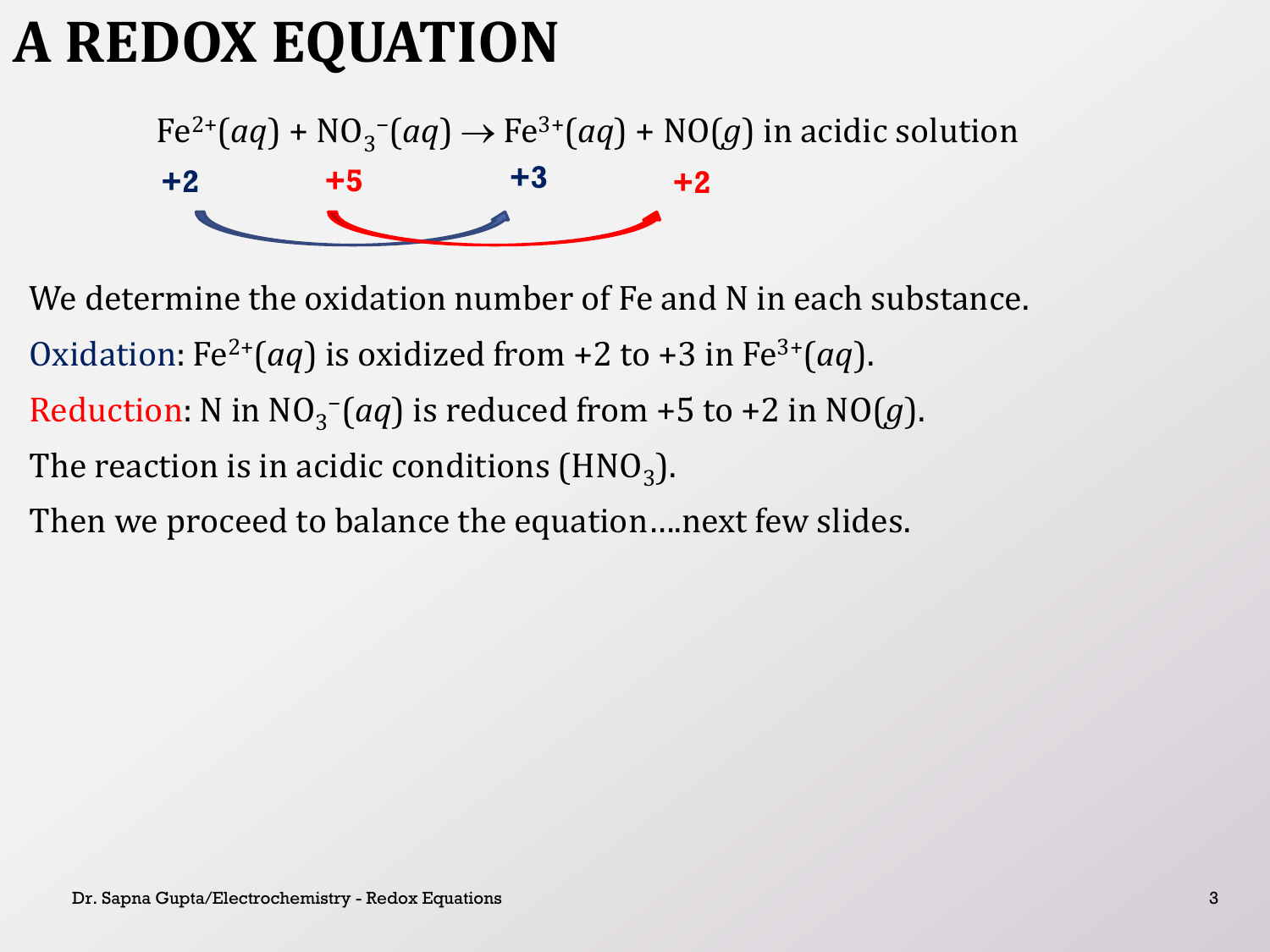# A REDOX EQUATION

$$Fe^{2+}(aq) + NO_3^{-}(aq) \rightarrow Fe^{3+}(aq) + NO(g) \text{ in acidic solution}$$

+2 &nbsp;&nbsp;&nbsp;&nbsp; +5 &nbsp;&nbsp;&nbsp;&nbsp; +3 &nbsp;&nbsp;&nbsp;&nbsp; +2

We determine the oxidation number of Fe and N in each substance.

Oxidation: $Fe^{2+}(aq)$ is oxidized from +2 to +3 in $Fe^{3+}(aq)$.

Reduction: N in $NO_3^{-}(aq)$ is reduced from +5 to +2 in $NO(g)$.

The reaction is in acidic conditions ($HNO_3$).

Then we proceed to balance the equation….next few slides.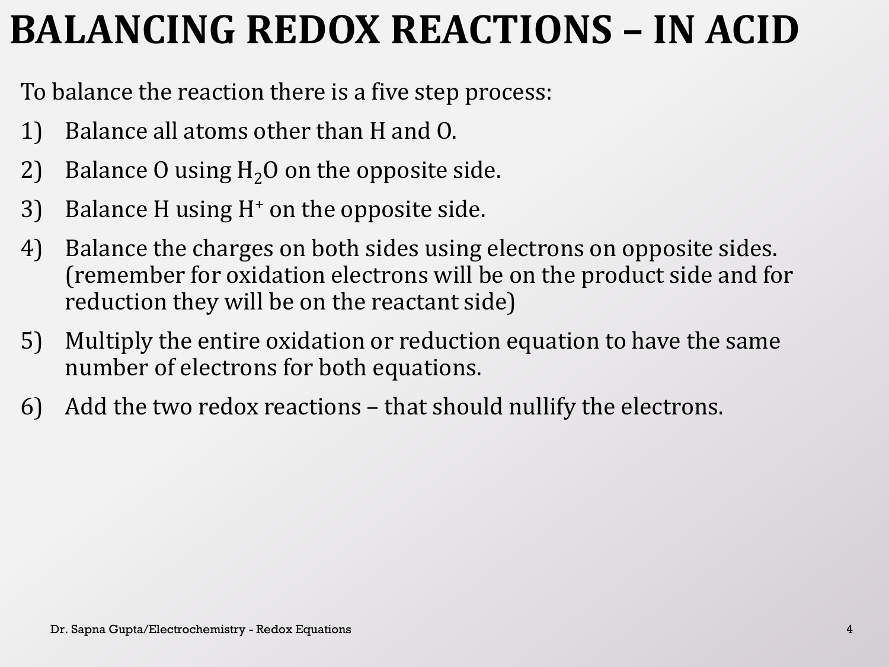# BALANCING REDOX REACTIONS – IN ACID

To balance the reaction there is a five step process:

1) Balance all atoms other than H and O.
2) Balance O using $H_2O$ on the opposite side.
3) Balance H using $H^+$ on the opposite side.
4) Balance the charges on both sides using electrons on opposite sides. (remember for oxidation electrons will be on the product side and for reduction they will be on the reactant side)
5) Multiply the entire oxidation or reduction equation to have the same number of electrons for both equations.
6) Add the two redox reactions – that should nullify the electrons.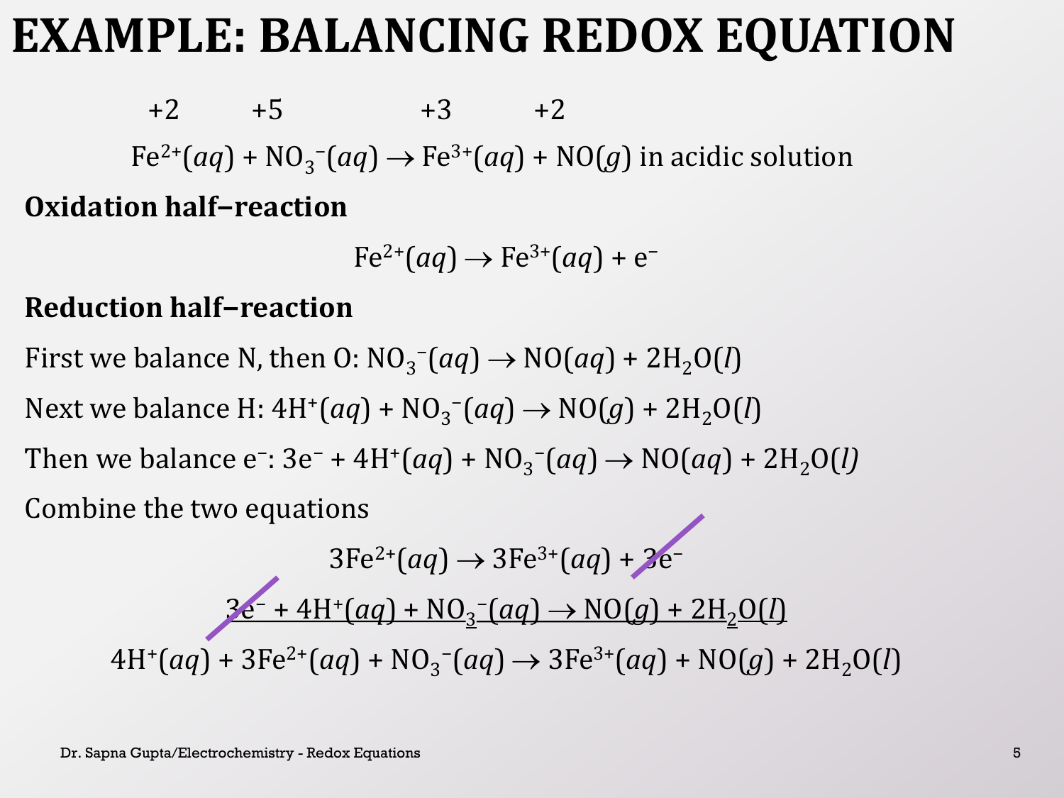# EXAMPLE: BALANCING REDOX EQUATION

$$\overset{+2}{Fe^{2+}}(aq) + \overset{+5}{NO_3^-}(aq) \rightarrow \overset{+3}{Fe^{3+}}(aq) + \overset{+2}{NO}(g) \text{ in acidic solution}$$

**Oxidation half–reaction**

$$Fe^{2+}(aq) \rightarrow Fe^{3+}(aq) + e^-$$

**Reduction half–reaction**

First we balance N, then O: $NO_3^-(aq) \rightarrow NO(aq) + 2H_2O(l)$

Next we balance H: $4H^+(aq) + NO_3^-(aq) \rightarrow NO(g) + 2H_2O(l)$

Then we balance e⁻: $3e^- + 4H^+(aq) + NO_3^-(aq) \rightarrow NO(aq) + 2H_2O(l)$

Combine the two equations

$$3Fe^{2+}(aq) \rightarrow 3Fe^{3+}(aq) + 3e^-$$

$$\underline{3e^- + 4H^+(aq) + NO_3^-(aq) \rightarrow NO(g) + 2H_2O(l)}$$

$$4H^+(aq) + 3Fe^{2+}(aq) + NO_3^-(aq) \rightarrow 3Fe^{3+}(aq) + NO(g) + 2H_2O(l)$$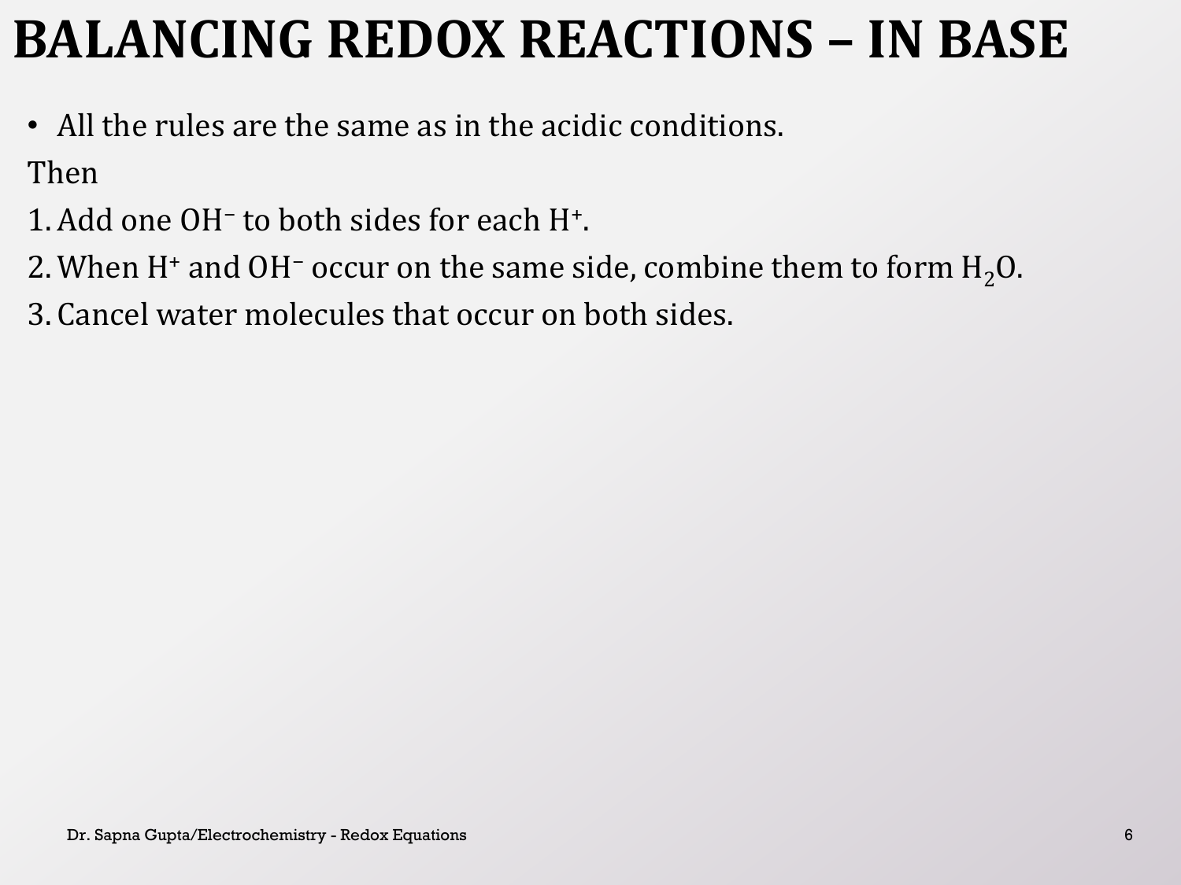# BALANCING REDOX REACTIONS – IN BASE

- All the rules are the same as in the acidic conditions.

Then

1. Add one $OH^-$ to both sides for each $H^+$.
2. When $H^+$ and $OH^-$ occur on the same side, combine them to form $H_2O$.
3. Cancel water molecules that occur on both sides.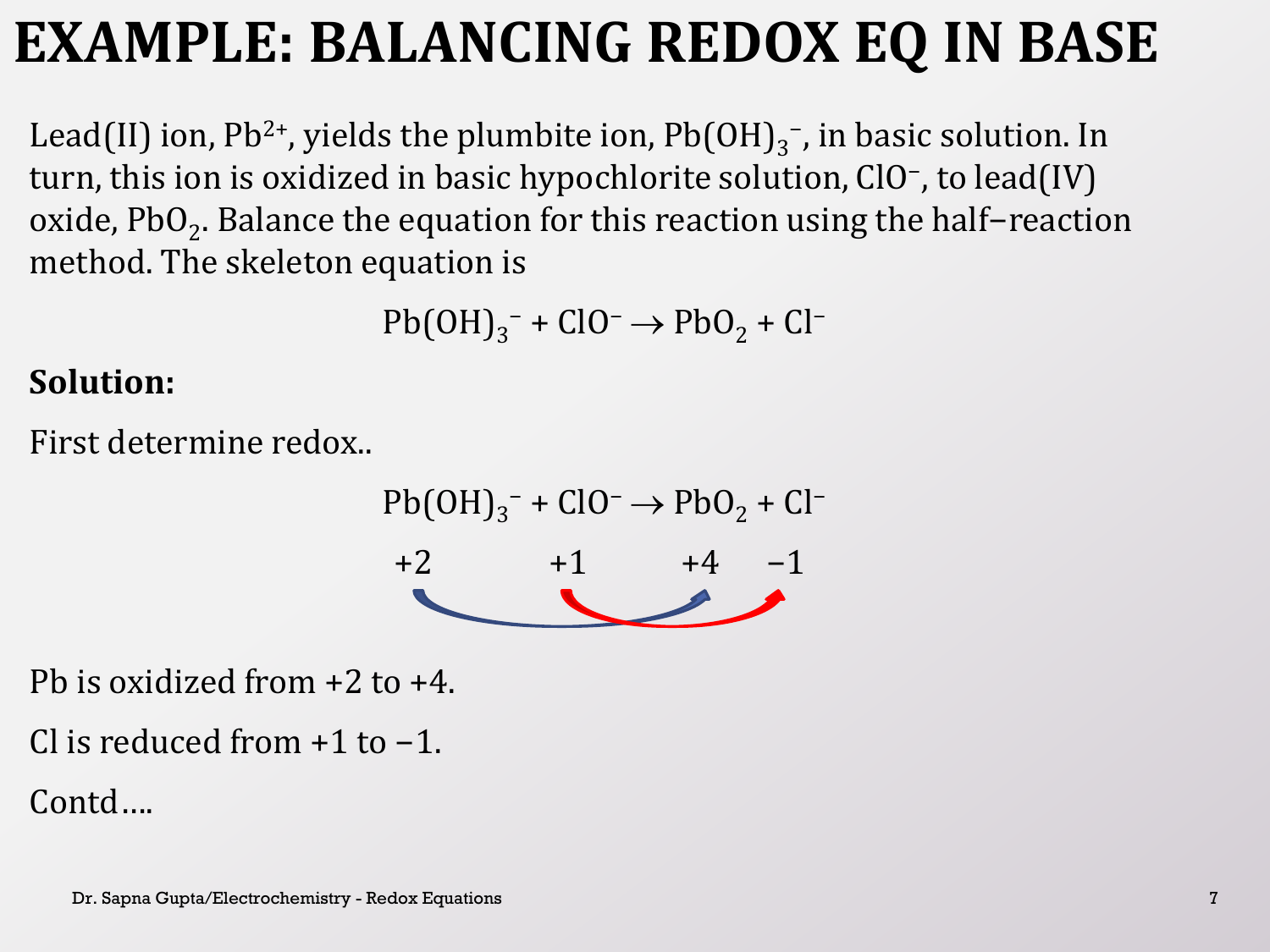# EXAMPLE: BALANCING REDOX EQ IN BASE

Lead(II) ion, $Pb^{2+}$, yields the plumbite ion, $Pb(OH)_3^-$, in basic solution. In turn, this ion is oxidized in basic hypochlorite solution, $ClO^-$, to lead(IV) oxide, $PbO_2$. Balance the equation for this reaction using the half–reaction method. The skeleton equation is

$$Pb(OH)_3^- + ClO^- \rightarrow PbO_2 + Cl^-$$

**Solution:**

First determine redox..

$$\underset{+2}{Pb(OH)_3^-} + \underset{+1}{ClO^-} \rightarrow \underset{+4}{PbO_2} + \underset{-1}{Cl^-}$$

Pb is oxidized from +2 to +4.

Cl is reduced from +1 to −1.

Contd….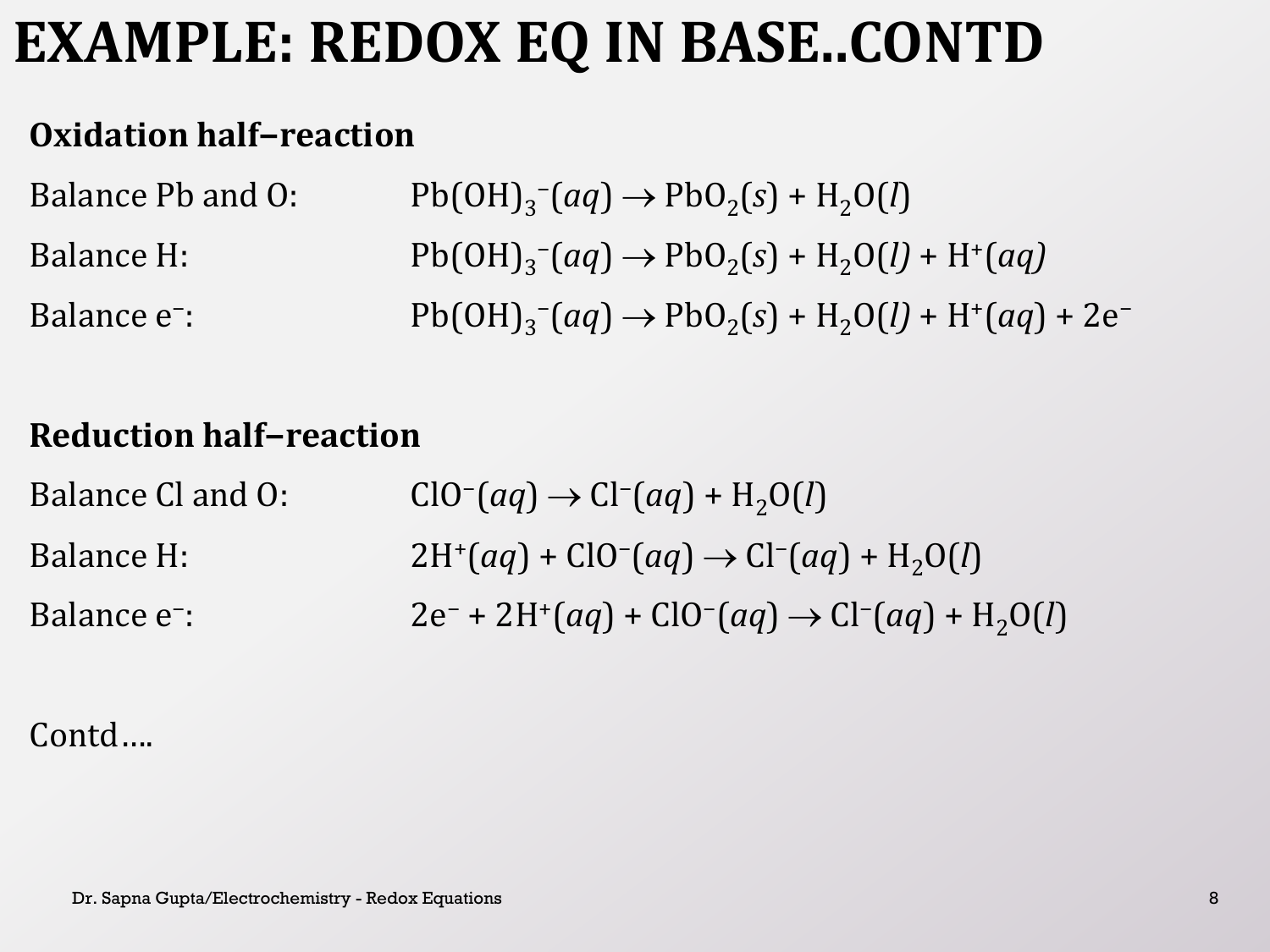# EXAMPLE: REDOX EQ IN BASE..CONTD

**Oxidation half–reaction**

| | |
|---|---|
| Balance Pb and O: | $Pb(OH)_3^-(aq) \rightarrow PbO_2(s) + H_2O(l)$ |
| Balance H: | $Pb(OH)_3^-(aq) \rightarrow PbO_2(s) + H_2O(l) + H^+(aq)$ |
| Balance e⁻: | $Pb(OH)_3^-(aq) \rightarrow PbO_2(s) + H_2O(l) + H^+(aq) + 2e^-$ |

**Reduction half–reaction**

| | |
|---|---|
| Balance Cl and O: | $ClO^-(aq) \rightarrow Cl^-(aq) + H_2O(l)$ |
| Balance H: | $2H^+(aq) + ClO^-(aq) \rightarrow Cl^-(aq) + H_2O(l)$ |
| Balance e⁻: | $2e^- + 2H^+(aq) + ClO^-(aq) \rightarrow Cl^-(aq) + H_2O(l)$ |

Contd….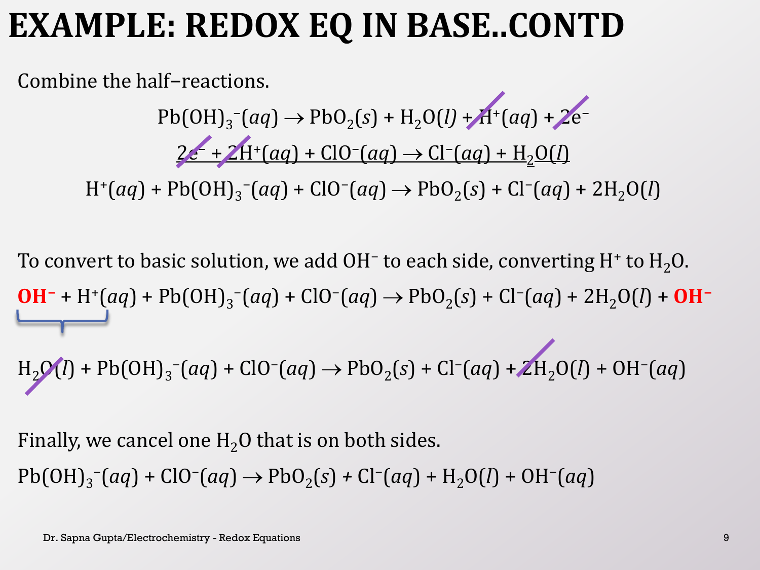# EXAMPLE: REDOX EQ IN BASE..CONTD

Combine the half–reactions.

$$Pb(OH)_3^-(aq) \rightarrow PbO_2(s) + H_2O(l) + H^+(aq) + 2e^-$$

$$\underline{2e^- + 2H^+(aq) + ClO^-(aq) \rightarrow Cl^-(aq) + H_2O(l)}$$

$$H^+(aq) + Pb(OH)_3^-(aq) + ClO^-(aq) \rightarrow PbO_2(s) + Cl^-(aq) + 2H_2O(l)$$

To convert to basic solution, we add $OH^-$ to each side, converting $H^+$ to $H_2O$.

$$\mathbf{OH^-} + H^+(aq) + Pb(OH)_3^-(aq) + ClO^-(aq) \rightarrow PbO_2(s) + Cl^-(aq) + 2H_2O(l) + \mathbf{OH^-}$$

$$H_2O(l) + Pb(OH)_3^-(aq) + ClO^-(aq) \rightarrow PbO_2(s) + Cl^-(aq) + 2H_2O(l) + OH^-(aq)$$

Finally, we cancel one $H_2O$ that is on both sides.

$$Pb(OH)_3^-(aq) + ClO^-(aq) \rightarrow PbO_2(s) + Cl^-(aq) + H_2O(l) + OH^-(aq)$$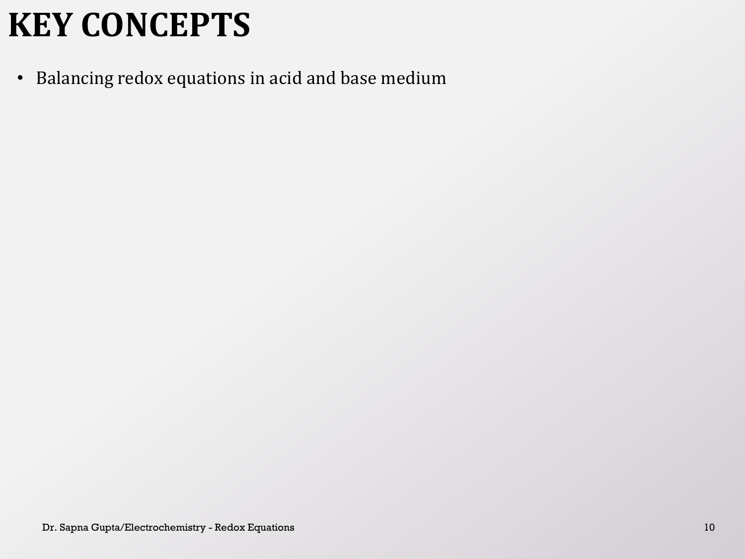# KEY CONCEPTS

- Balancing redox equations in acid and base medium